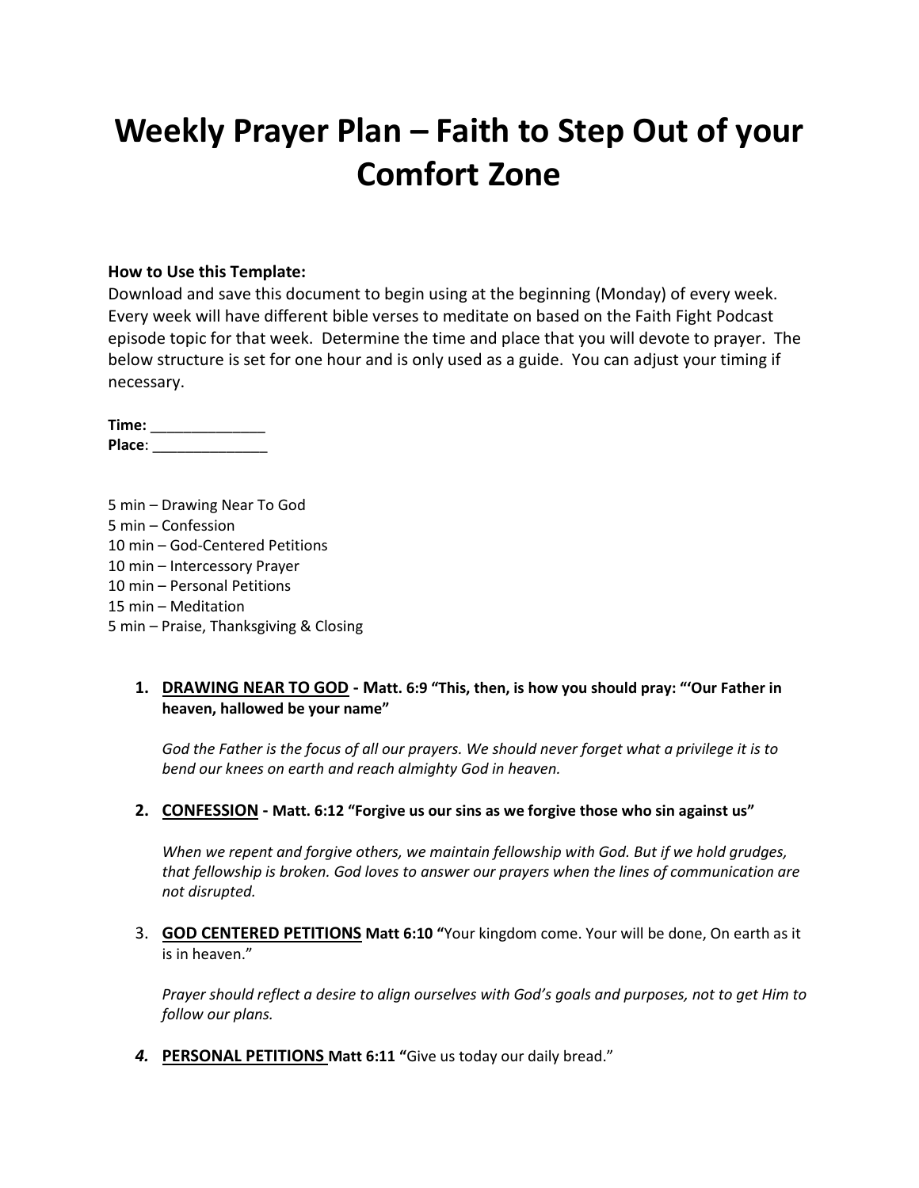# Weekly Prayer Plan – Faith to Step Out of your Comfort Zone

**How to Use this Template:**
Download and save this document to begin using at the beginning (Monday) of every week. Every week will have different bible verses to meditate on based on the Faith Fight Podcast episode topic for that week. Determine the time and place that you will devote to prayer. The below structure is set for one hour and is only used as a guide. You can adjust your timing if necessary.

**Time:** ______________
**Place**: ______________

5 min – Drawing Near To God
5 min – Confession
10 min – God-Centered Petitions
10 min – Intercessory Prayer
10 min – Personal Petitions
15 min – Meditation
5 min – Praise, Thanksgiving & Closing

1. **DRAWING NEAR TO GOD - Matt. 6:9 "This, then, is how you should pray: "'Our Father in heaven, hallowed be your name"**

   *God the Father is the focus of all our prayers. We should never forget what a privilege it is to bend our knees on earth and reach almighty God in heaven.*

2. **CONFESSION - Matt. 6:12 "Forgive us our sins as we forgive those who sin against us"**

   *When we repent and forgive others, we maintain fellowship with God. But if we hold grudges, that fellowship is broken. God loves to answer our prayers when the lines of communication are not disrupted.*

3. **GOD CENTERED PETITIONS Matt 6:10 "**Your kingdom come. Your will be done, On earth as it is in heaven."

   *Prayer should reflect a desire to align ourselves with God's goals and purposes, not to get Him to follow our plans.*

4. **PERSONAL PETITIONS Matt 6:11 "**Give us today our daily bread."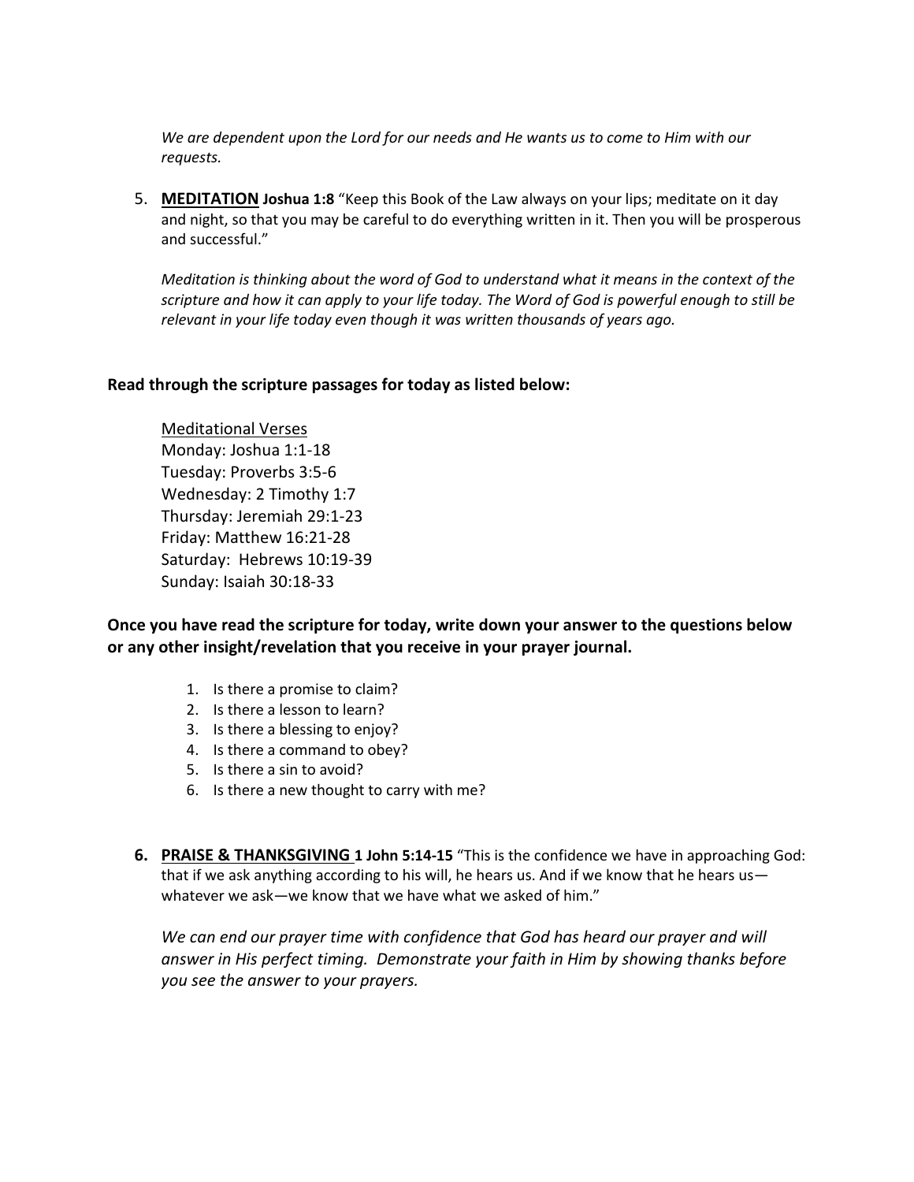*We are dependent upon the Lord for our needs and He wants us to come to Him with our requests.*

5. **MEDITATION** **Joshua 1:8** "Keep this Book of the Law always on your lips; meditate on it day and night, so that you may be careful to do everything written in it. Then you will be prosperous and successful."

   *Meditation is thinking about the word of God to understand what it means in the context of the scripture and how it can apply to your life today. The Word of God is powerful enough to still be relevant in your life today even though it was written thousands of years ago.*

**Read through the scripture passages for today as listed below:**

Meditational Verses
Monday: Joshua 1:1-18
Tuesday: Proverbs 3:5-6
Wednesday: 2 Timothy 1:7
Thursday: Jeremiah 29:1-23
Friday: Matthew 16:21-28
Saturday: Hebrews 10:19-39
Sunday: Isaiah 30:18-33

**Once you have read the scripture for today, write down your answer to the questions below or any other insight/revelation that you receive in your prayer journal.**

1. Is there a promise to claim?
2. Is there a lesson to learn?
3. Is there a blessing to enjoy?
4. Is there a command to obey?
5. Is there a sin to avoid?
6. Is there a new thought to carry with me?

6. **PRAISE & THANKSGIVING** **1 John 5:14-15** "This is the confidence we have in approaching God: that if we ask anything according to his will, he hears us. And if we know that he hears us—whatever we ask—we know that we have what we asked of him."

   *We can end our prayer time with confidence that God has heard our prayer and will answer in His perfect timing. Demonstrate your faith in Him by showing thanks before you see the answer to your prayers.*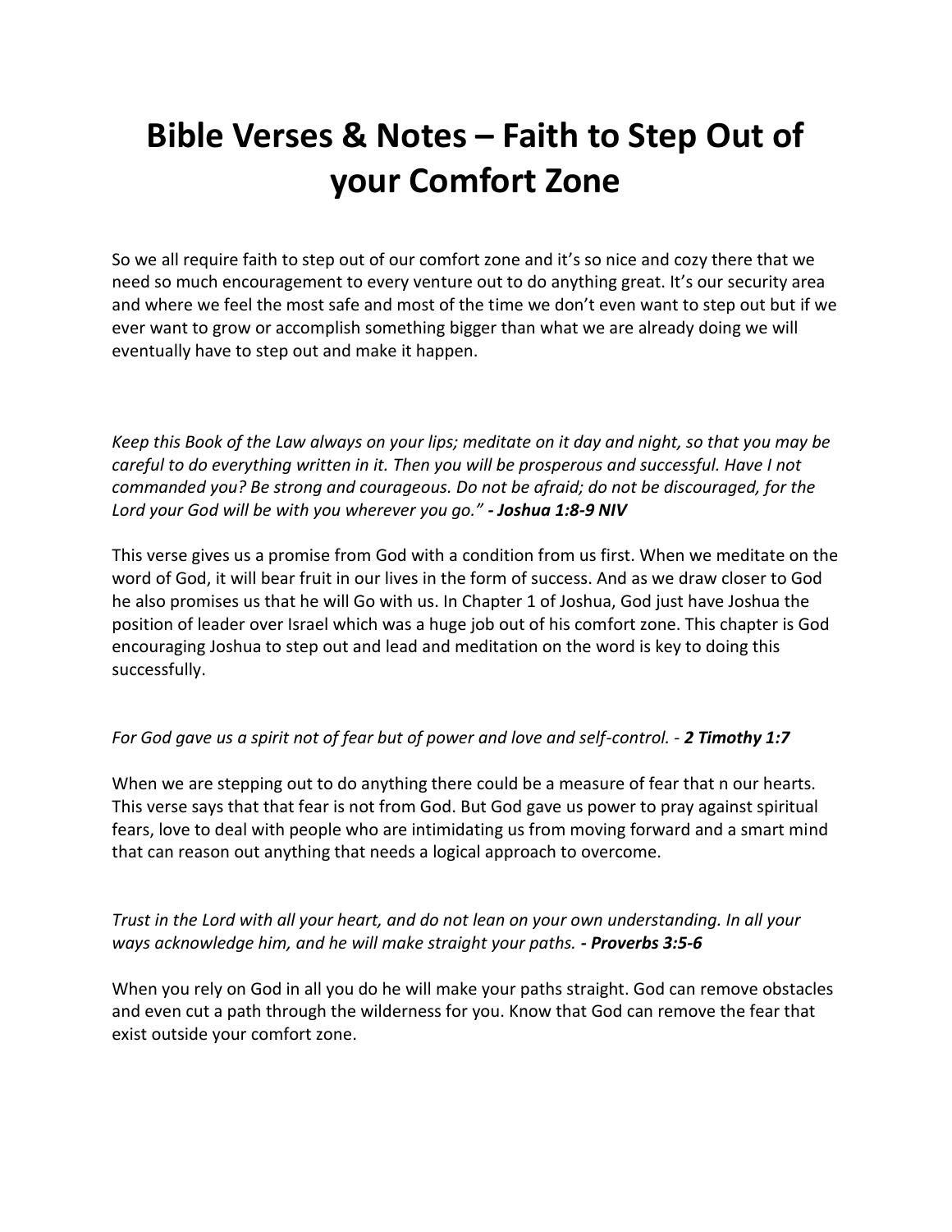# Bible Verses & Notes – Faith to Step Out of your Comfort Zone

So we all require faith to step out of our comfort zone and it's so nice and cozy there that we need so much encouragement to every venture out to do anything great. It's our security area and where we feel the most safe and most of the time we don't even want to step out but if we ever want to grow or accomplish something bigger than what we are already doing we will eventually have to step out and make it happen.

*Keep this Book of the Law always on your lips; meditate on it day and night, so that you may be careful to do everything written in it. Then you will be prosperous and successful. Have I not commanded you? Be strong and courageous. Do not be afraid; do not be discouraged, for the Lord your God will be with you wherever you go."* ***- Joshua 1:8-9 NIV***

This verse gives us a promise from God with a condition from us first. When we meditate on the word of God, it will bear fruit in our lives in the form of success. And as we draw closer to God he also promises us that he will Go with us. In Chapter 1 of Joshua, God just have Joshua the position of leader over Israel which was a huge job out of his comfort zone. This chapter is God encouraging Joshua to step out and lead and meditation on the word is key to doing this successfully.

*For God gave us a spirit not of fear but of power and love and self-control. -* ***2 Timothy 1:7***

When we are stepping out to do anything there could be a measure of fear that n our hearts. This verse says that that fear is not from God. But God gave us power to pray against spiritual fears, love to deal with people who are intimidating us from moving forward and a smart mind that can reason out anything that needs a logical approach to overcome.

*Trust in the Lord with all your heart, and do not lean on your own understanding. In all your ways acknowledge him, and he will make straight your paths.* ***- Proverbs 3:5-6***

When you rely on God in all you do he will make your paths straight. God can remove obstacles and even cut a path through the wilderness for you. Know that God can remove the fear that exist outside your comfort zone.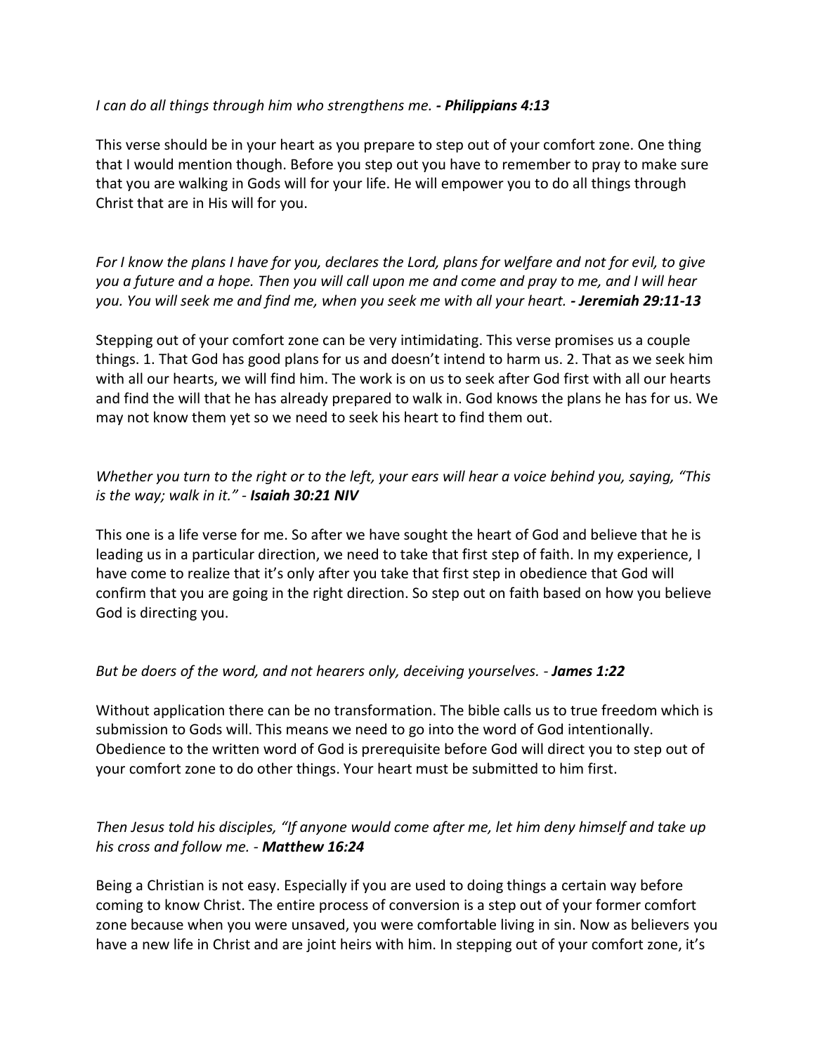*I can do all things through him who strengthens me.* ***- Philippians 4:13***

This verse should be in your heart as you prepare to step out of your comfort zone. One thing that I would mention though. Before you step out you have to remember to pray to make sure that you are walking in Gods will for your life. He will empower you to do all things through Christ that are in His will for you.

*For I know the plans I have for you, declares the Lord, plans for welfare and not for evil, to give you a future and a hope. Then you will call upon me and come and pray to me, and I will hear you. You will seek me and find me, when you seek me with all your heart.* ***- Jeremiah 29:11-13***

Stepping out of your comfort zone can be very intimidating. This verse promises us a couple things. 1. That God has good plans for us and doesn't intend to harm us. 2. That as we seek him with all our hearts, we will find him. The work is on us to seek after God first with all our hearts and find the will that he has already prepared to walk in. God knows the plans he has for us. We may not know them yet so we need to seek his heart to find them out.

*Whether you turn to the right or to the left, your ears will hear a voice behind you, saying, "This is the way; walk in it."* - ***Isaiah 30:21 NIV***

This one is a life verse for me. So after we have sought the heart of God and believe that he is leading us in a particular direction, we need to take that first step of faith. In my experience, I have come to realize that it's only after you take that first step in obedience that God will confirm that you are going in the right direction. So step out on faith based on how you believe God is directing you.

*But be doers of the word, and not hearers only, deceiving yourselves.* - ***James 1:22***

Without application there can be no transformation. The bible calls us to true freedom which is submission to Gods will. This means we need to go into the word of God intentionally. Obedience to the written word of God is prerequisite before God will direct you to step out of your comfort zone to do other things. Your heart must be submitted to him first.

*Then Jesus told his disciples, "If anyone would come after me, let him deny himself and take up his cross and follow me.* - ***Matthew 16:24***

Being a Christian is not easy. Especially if you are used to doing things a certain way before coming to know Christ. The entire process of conversion is a step out of your former comfort zone because when you were unsaved, you were comfortable living in sin. Now as believers you have a new life in Christ and are joint heirs with him. In stepping out of your comfort zone, it's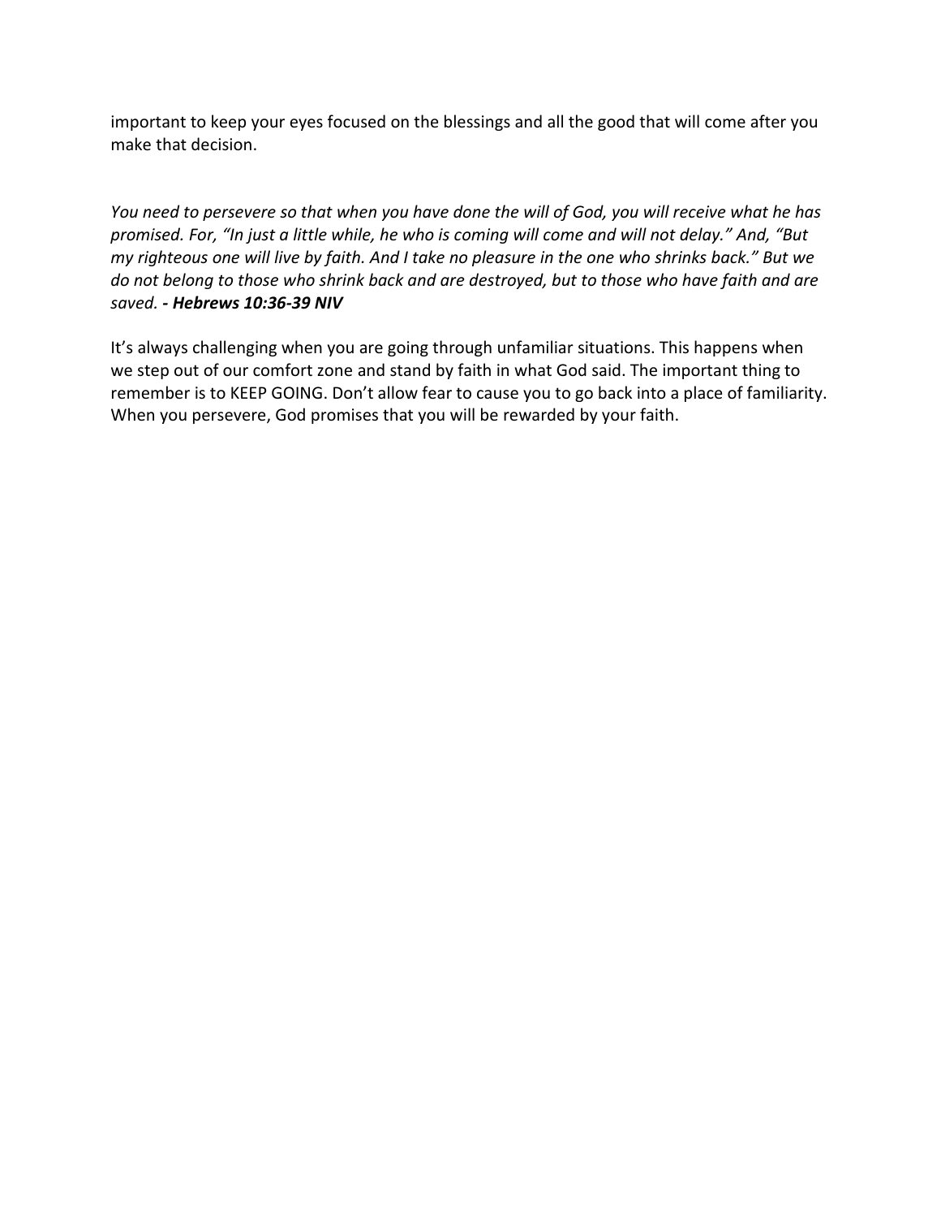important to keep your eyes focused on the blessings and all the good that will come after you make that decision.

*You need to persevere so that when you have done the will of God, you will receive what he has promised. For, "In just a little while, he who is coming will come and will not delay." And, "But my righteous one will live by faith. And I take no pleasure in the one who shrinks back." But we do not belong to those who shrink back and are destroyed, but to those who have faith and are saved.* ***- Hebrews 10:36-39 NIV***

It's always challenging when you are going through unfamiliar situations. This happens when we step out of our comfort zone and stand by faith in what God said. The important thing to remember is to KEEP GOING. Don't allow fear to cause you to go back into a place of familiarity. When you persevere, God promises that you will be rewarded by your faith.